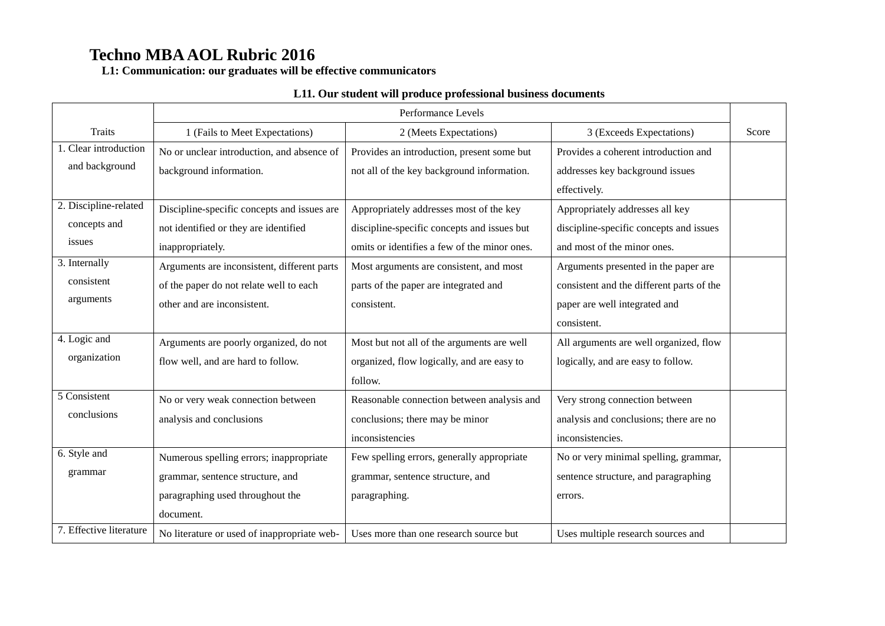# Techno MBA AOL Rubric 2016

**L1: Communication: our graduates will be effective communicators**

**L11. Our student will produce professional business documents**

| Traits | Performance Levels | | | Score |
|---|---|---|---|---|
| | 1 (Fails to Meet Expectations) | 2 (Meets Expectations) | 3 (Exceeds Expectations) | |
| 1. Clear introduction and background | No or unclear introduction, and absence of background information. | Provides an introduction, present some but not all of the key background information. | Provides a coherent introduction and addresses key background issues effectively. | |
| 2. Discipline-related concepts and issues | Discipline-specific concepts and issues are not identified or they are identified inappropriately. | Appropriately addresses most of the key discipline-specific concepts and issues but omits or identifies a few of the minor ones. | Appropriately addresses all key discipline-specific concepts and issues and most of the minor ones. | |
| 3. Internally consistent arguments | Arguments are inconsistent, different parts of the paper do not relate well to each other and are inconsistent. | Most arguments are consistent, and most parts of the paper are integrated and consistent. | Arguments presented in the paper are consistent and the different parts of the paper are well integrated and consistent. | |
| 4. Logic and organization | Arguments are poorly organized, do not flow well, and are hard to follow. | Most but not all of the arguments are well organized, flow logically, and are easy to follow. | All arguments are well organized, flow logically, and are easy to follow. | |
| 5 Consistent conclusions | No or very weak connection between analysis and conclusions | Reasonable connection between analysis and conclusions; there may be minor inconsistencies | Very strong connection between analysis and conclusions; there are no inconsistencies. | |
| 6. Style and grammar | Numerous spelling errors; inappropriate grammar, sentence structure, and paragraphing used throughout the document. | Few spelling errors, generally appropriate grammar, sentence structure, and paragraphing. | No or very minimal spelling, grammar, sentence structure, and paragraphing errors. | |
| 7. Effective literature | No literature or used of inappropriate web- | Uses more than one research source but | Uses multiple research sources and | |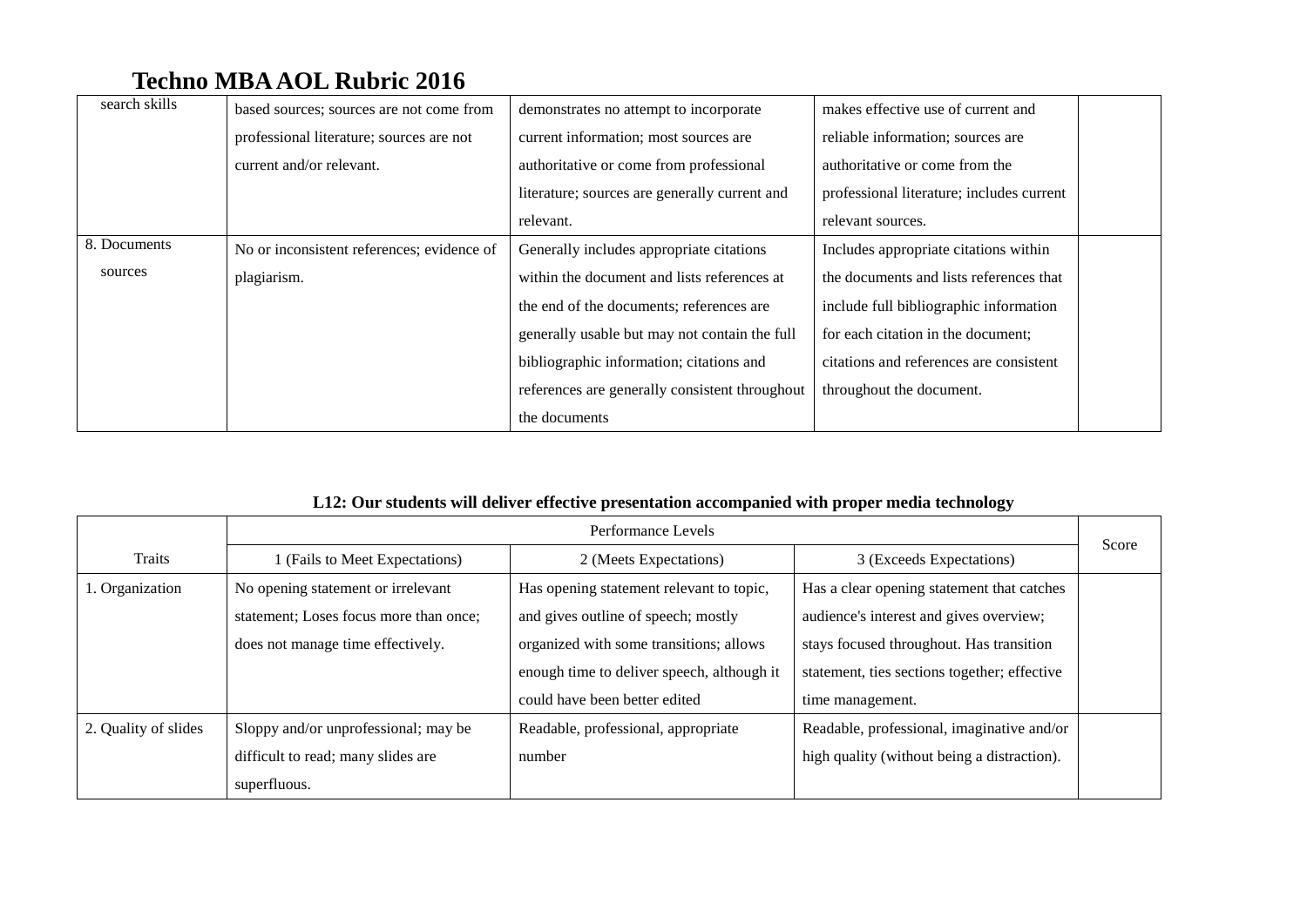# Techno MBA AOL Rubric 2016

| | | | | |
|---|---|---|---|---|
| search skills | based sources; sources are not come from professional literature; sources are not current and/or relevant. | demonstrates no attempt to incorporate current information; most sources are authoritative or come from professional literature; sources are generally current and relevant. | makes effective use of current and reliable information; sources are authoritative or come from the professional literature; includes current relevant sources. | |
| 8. Documents sources | No or inconsistent references; evidence of plagiarism. | Generally includes appropriate citations within the document and lists references at the end of the documents; references are generally usable but may not contain the full bibliographic information; citations and references are generally consistent throughout the documents | Includes appropriate citations within the documents and lists references that include full bibliographic information for each citation in the document; citations and references are consistent throughout the document. | |

**L12: Our students will deliver effective presentation accompanied with proper media technology**

| Traits | Performance Levels | | | Score |
|---|---|---|---|---|
| | 1 (Fails to Meet Expectations) | 2 (Meets Expectations) | 3 (Exceeds Expectations) | |
| 1. Organization | No opening statement or irrelevant statement; Loses focus more than once; does not manage time effectively. | Has opening statement relevant to topic, and gives outline of speech; mostly organized with some transitions; allows enough time to deliver speech, although it could have been better edited | Has a clear opening statement that catches audience's interest and gives overview; stays focused throughout. Has transition statement, ties sections together; effective time management. | |
| 2. Quality of slides | Sloppy and/or unprofessional; may be difficult to read; many slides are superfluous. | Readable, professional, appropriate number | Readable, professional, imaginative and/or high quality (without being a distraction). | |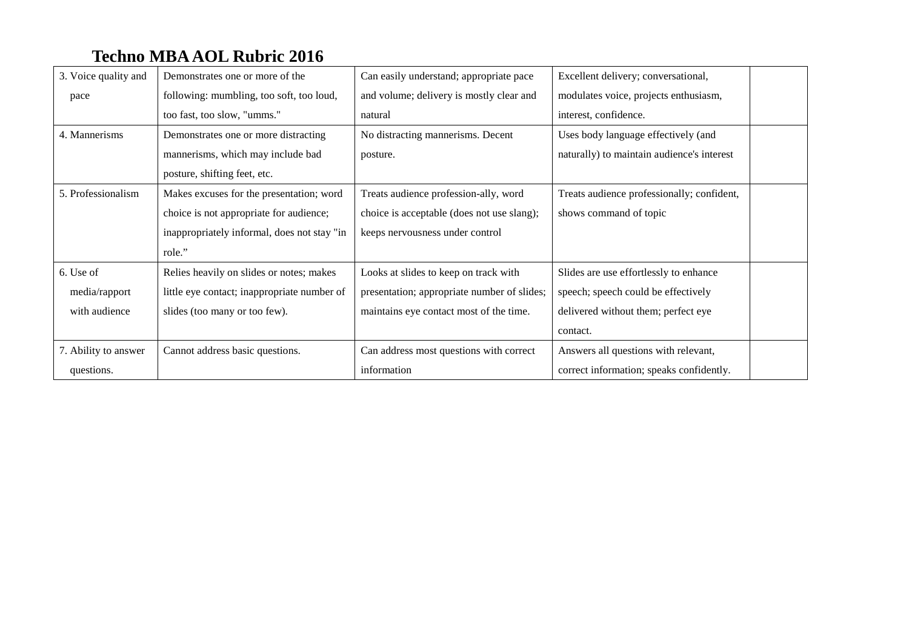# Techno MBA AOL Rubric 2016

| 3. Voice quality and pace | Demonstrates one or more of the following: mumbling, too soft, too loud, too fast, too slow, "umms." | Can easily understand; appropriate pace and volume; delivery is mostly clear and natural | Excellent delivery; conversational, modulates voice, projects enthusiasm, interest, confidence. | |
|---|---|---|---|---|
| 4. Mannerisms | Demonstrates one or more distracting mannerisms, which may include bad posture, shifting feet, etc. | No distracting mannerisms. Decent posture. | Uses body language effectively (and naturally) to maintain audience's interest | |
| 5. Professionalism | Makes excuses for the presentation; word choice is not appropriate for audience; inappropriately informal, does not stay "in role." | Treats audience profession-ally, word choice is acceptable (does not use slang); keeps nervousness under control | Treats audience professionally; confident, shows command of topic | |
| 6. Use of media/rapport with audience | Relies heavily on slides or notes; makes little eye contact; inappropriate number of slides (too many or too few). | Looks at slides to keep on track with presentation; appropriate number of slides; maintains eye contact most of the time. | Slides are use effortlessly to enhance speech; speech could be effectively delivered without them; perfect eye contact. | |
| 7. Ability to answer questions. | Cannot address basic questions. | Can address most questions with correct information | Answers all questions with relevant, correct information; speaks confidently. | |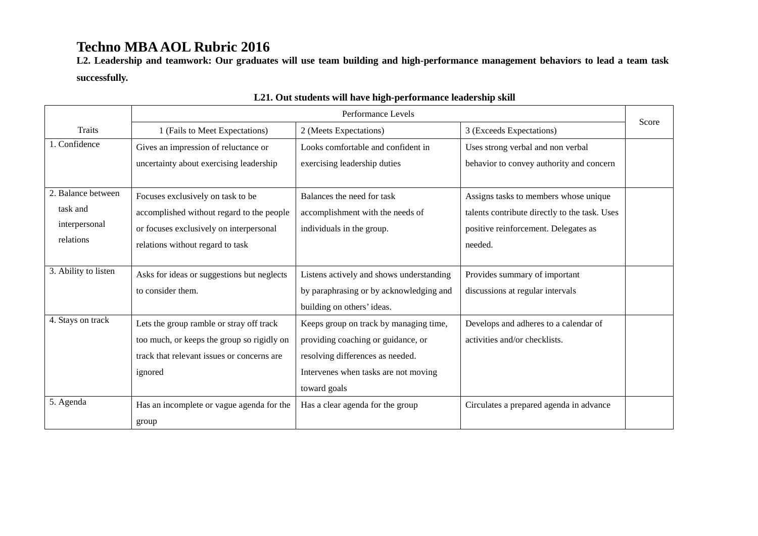# Techno MBA AOL Rubric 2016

**L2. Leadership and teamwork: Our graduates will use team building and high-performance management behaviors to lead a team task successfully.**

**L21. Out students will have high-performance leadership skill**

| Traits | Performance Levels | | | Score |
|---|---|---|---|---|
| | 1 (Fails to Meet Expectations) | 2 (Meets Expectations) | 3 (Exceeds Expectations) | |
| 1. Confidence | Gives an impression of reluctance or uncertainty about exercising leadership | Looks comfortable and confident in exercising leadership duties | Uses strong verbal and non verbal behavior to convey authority and concern | |
| 2. Balance between task and interpersonal relations | Focuses exclusively on task to be accomplished without regard to the people or focuses exclusively on interpersonal relations without regard to task | Balances the need for task accomplishment with the needs of individuals in the group. | Assigns tasks to members whose unique talents contribute directly to the task. Uses positive reinforcement. Delegates as needed. | |
| 3. Ability to listen | Asks for ideas or suggestions but neglects to consider them. | Listens actively and shows understanding by paraphrasing or by acknowledging and building on others' ideas. | Provides summary of important discussions at regular intervals | |
| 4. Stays on track | Lets the group ramble or stray off track too much, or keeps the group so rigidly on track that relevant issues or concerns are ignored | Keeps group on track by managing time, providing coaching or guidance, or resolving differences as needed. Intervenes when tasks are not moving toward goals | Develops and adheres to a calendar of activities and/or checklists. | |
| 5. Agenda | Has an incomplete or vague agenda for the group | Has a clear agenda for the group | Circulates a prepared agenda in advance | |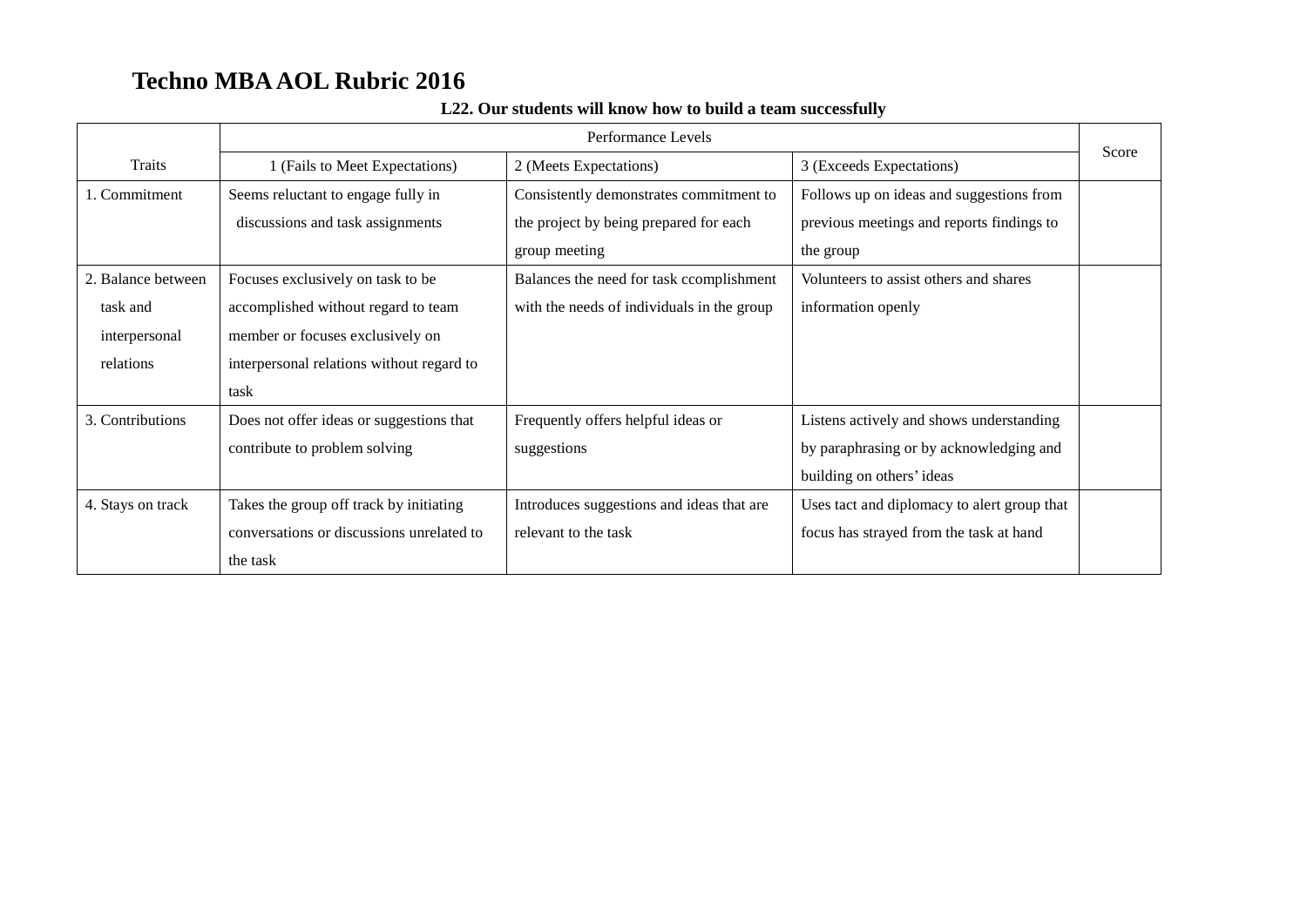# Techno MBA AOL Rubric 2016

**L22. Our students will know how to build a team successfully**

| Traits | Performance Levels | | | Score |
|---|---|---|---|---|
| | 1 (Fails to Meet Expectations) | 2 (Meets Expectations) | 3 (Exceeds Expectations) | |
| 1. Commitment | Seems reluctant to engage fully in discussions and task assignments | Consistently demonstrates commitment to the project by being prepared for each group meeting | Follows up on ideas and suggestions from previous meetings and reports findings to the group | |
| 2. Balance between task and interpersonal relations | Focuses exclusively on task to be accomplished without regard to team member or focuses exclusively on interpersonal relations without regard to task | Balances the need for task ccomplishment with the needs of individuals in the group | Volunteers to assist others and shares information openly | |
| 3. Contributions | Does not offer ideas or suggestions that contribute to problem solving | Frequently offers helpful ideas or suggestions | Listens actively and shows understanding by paraphrasing or by acknowledging and building on others' ideas | |
| 4. Stays on track | Takes the group off track by initiating conversations or discussions unrelated to the task | Introduces suggestions and ideas that are relevant to the task | Uses tact and diplomacy to alert group that focus has strayed from the task at hand | |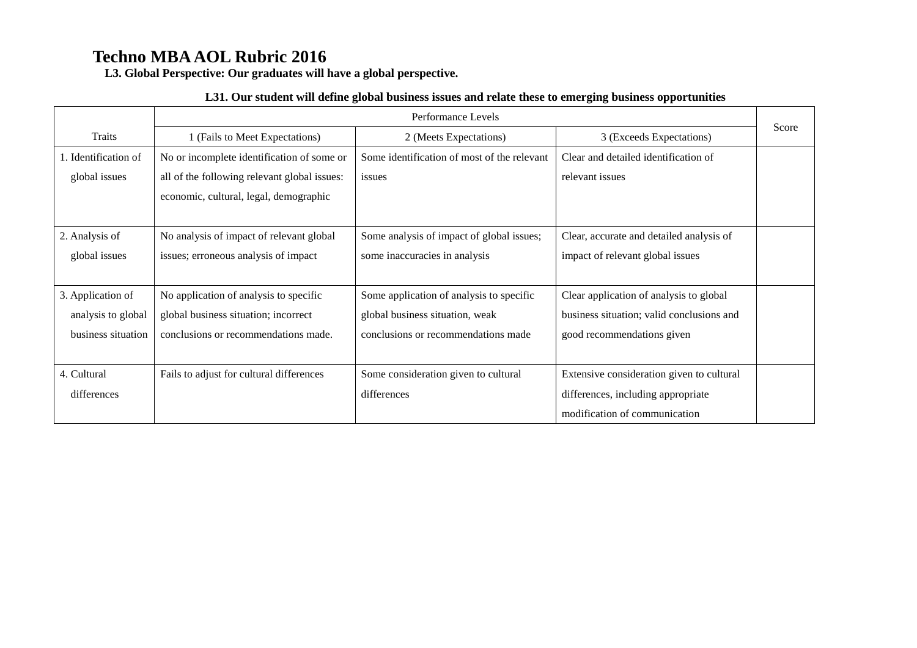# Techno MBA AOL Rubric 2016

**L3. Global Perspective: Our graduates will have a global perspective.**

**L31. Our student will define global business issues and relate these to emerging business opportunities**

| Traits | Performance Levels | | | Score |
|---|---|---|---|---|
| | 1 (Fails to Meet Expectations) | 2 (Meets Expectations) | 3 (Exceeds Expectations) | |
| 1. Identification of global issues | No or incomplete identification of some or all of the following relevant global issues: economic, cultural, legal, demographic | Some identification of most of the relevant issues | Clear and detailed identification of relevant issues | |
| 2. Analysis of global issues | No analysis of impact of relevant global issues; erroneous analysis of impact | Some analysis of impact of global issues; some inaccuracies in analysis | Clear, accurate and detailed analysis of impact of relevant global issues | |
| 3. Application of analysis to global business situation | No application of analysis to specific global business situation; incorrect conclusions or recommendations made. | Some application of analysis to specific global business situation, weak conclusions or recommendations made | Clear application of analysis to global business situation; valid conclusions and good recommendations given | |
| 4. Cultural differences | Fails to adjust for cultural differences | Some consideration given to cultural differences | Extensive consideration given to cultural differences, including appropriate modification of communication | |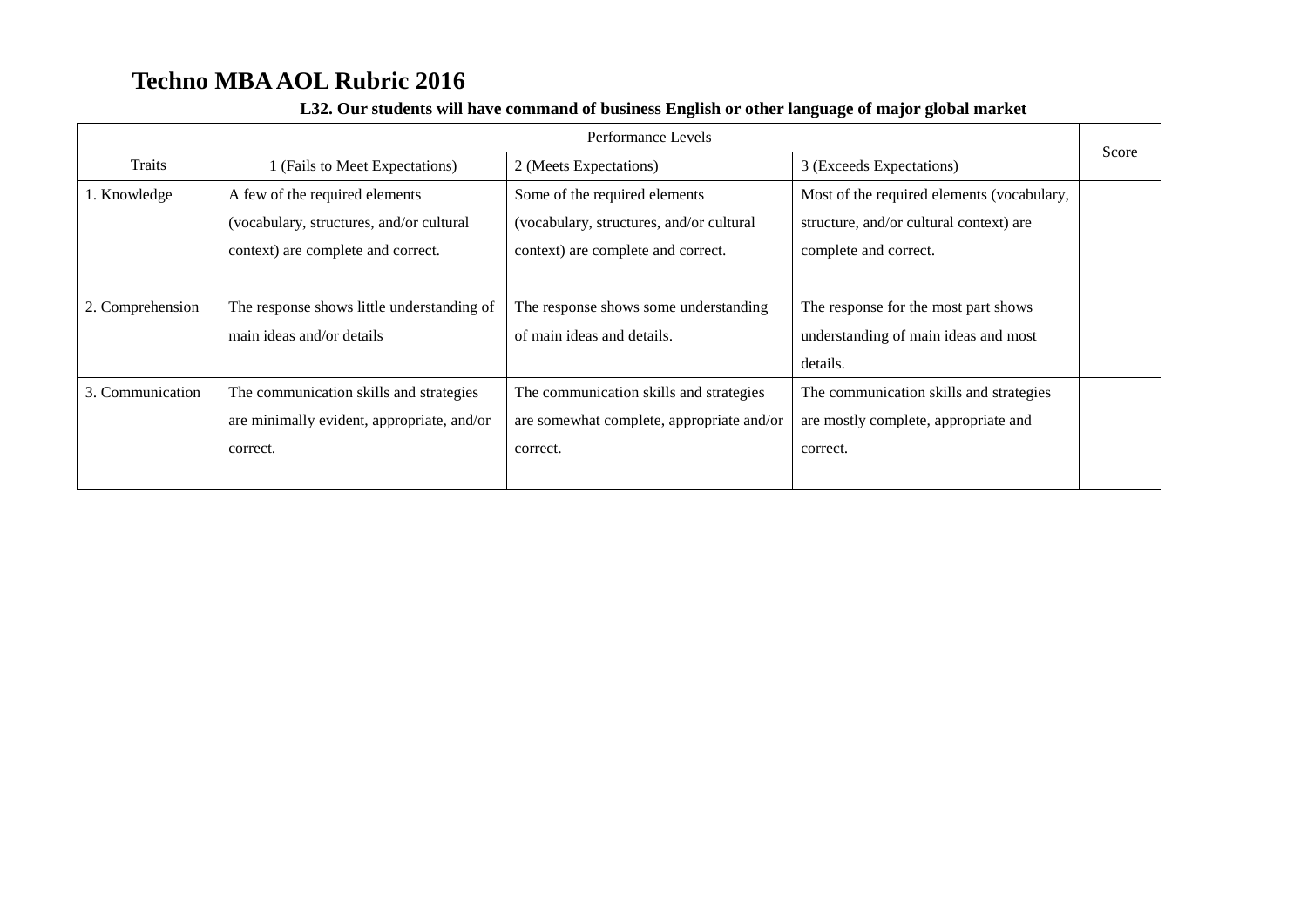# Techno MBA AOL Rubric 2016

**L32. Our students will have command of business English or other language of major global market**

| Traits | Performance Levels | | | Score |
|---|---|---|---|---|
| | 1 (Fails to Meet Expectations) | 2 (Meets Expectations) | 3 (Exceeds Expectations) | |
| 1. Knowledge | A few of the required elements (vocabulary, structures, and/or cultural context) are complete and correct. | Some of the required elements (vocabulary, structures, and/or cultural context) are complete and correct. | Most of the required elements (vocabulary, structure, and/or cultural context) are complete and correct. | |
| 2. Comprehension | The response shows little understanding of main ideas and/or details | The response shows some understanding of main ideas and details. | The response for the most part shows understanding of main ideas and most details. | |
| 3. Communication | The communication skills and strategies are minimally evident, appropriate, and/or correct. | The communication skills and strategies are somewhat complete, appropriate and/or correct. | The communication skills and strategies are mostly complete, appropriate and correct. | |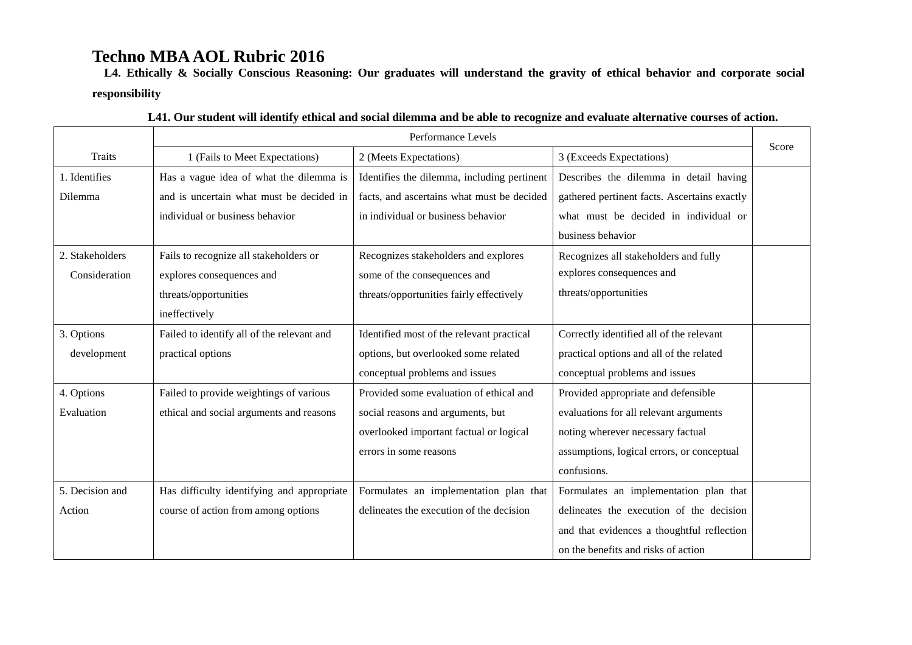# Techno MBA AOL Rubric 2016

**L4. Ethically & Socially Conscious Reasoning: Our graduates will understand the gravity of ethical behavior and corporate social responsibility**

**L41. Our student will identify ethical and social dilemma and be able to recognize and evaluate alternative courses of action.**

| Traits | Performance Levels | | | Score |
|---|---|---|---|---|
| | 1 (Fails to Meet Expectations) | 2 (Meets Expectations) | 3 (Exceeds Expectations) | |
| 1. Identifies Dilemma | Has a vague idea of what the dilemma is and is uncertain what must be decided in individual or business behavior | Identifies the dilemma, including pertinent facts, and ascertains what must be decided in individual or business behavior | Describes the dilemma in detail having gathered pertinent facts. Ascertains exactly what must be decided in individual or business behavior | |
| 2. Stakeholders Consideration | Fails to recognize all stakeholders or explores consequences and threats/opportunities ineffectively | Recognizes stakeholders and explores some of the consequences and threats/opportunities fairly effectively | Recognizes all stakeholders and fully explores consequences and threats/opportunities | |
| 3. Options development | Failed to identify all of the relevant and practical options | Identified most of the relevant practical options, but overlooked some related conceptual problems and issues | Correctly identified all of the relevant practical options and all of the related conceptual problems and issues | |
| 4. Options Evaluation | Failed to provide weightings of various ethical and social arguments and reasons | Provided some evaluation of ethical and social reasons and arguments, but overlooked important factual or logical errors in some reasons | Provided appropriate and defensible evaluations for all relevant arguments noting wherever necessary factual assumptions, logical errors, or conceptual confusions. | |
| 5. Decision and Action | Has difficulty identifying and appropriate course of action from among options | Formulates an implementation plan that delineates the execution of the decision | Formulates an implementation plan that delineates the execution of the decision and that evidences a thoughtful reflection on the benefits and risks of action | |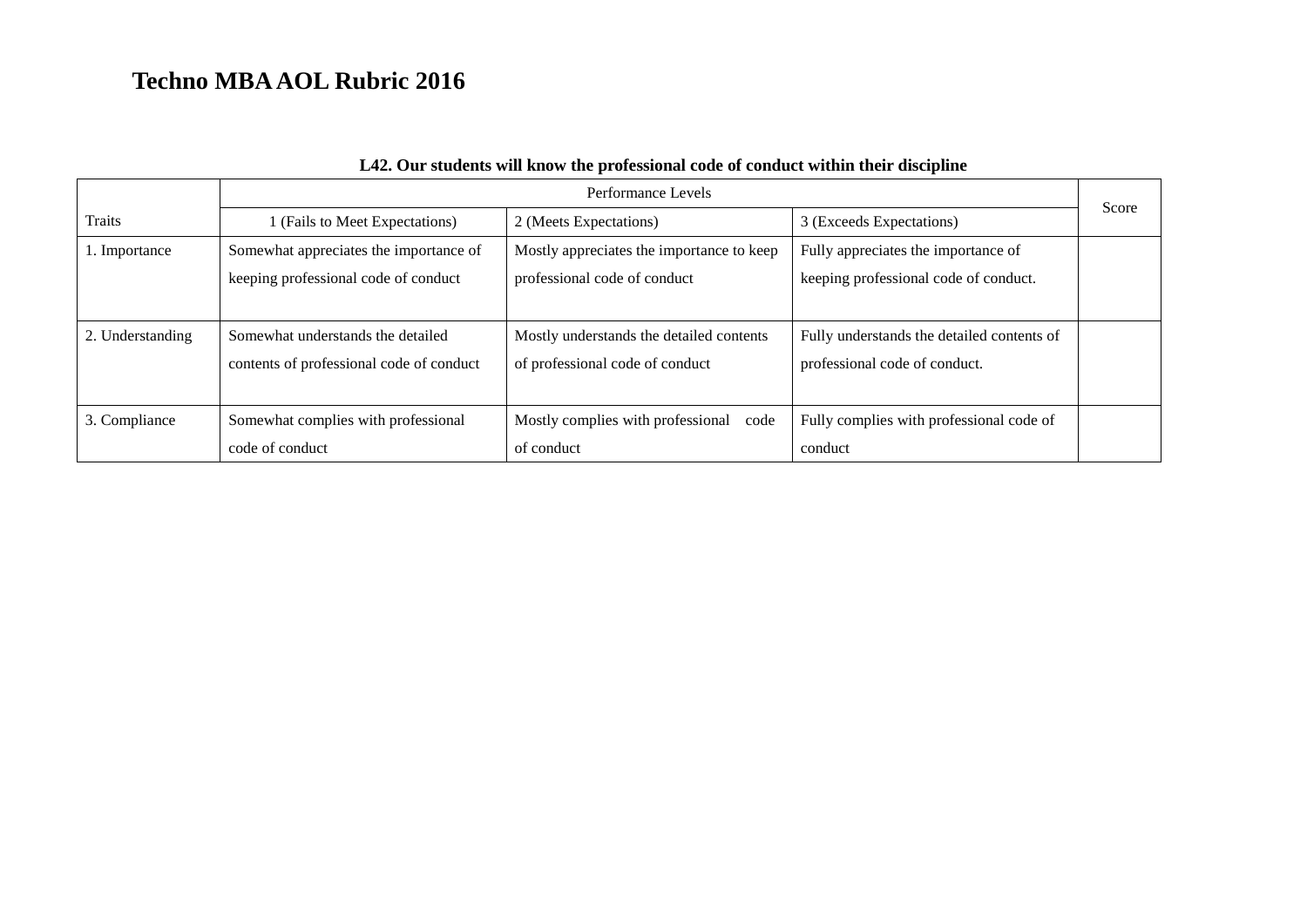# Techno MBA AOL Rubric 2016

**L42. Our students will know the professional code of conduct within their discipline**

| Traits | Performance Levels | | | Score |
|---|---|---|---|---|
| | 1 (Fails to Meet Expectations) | 2 (Meets Expectations) | 3 (Exceeds Expectations) | |
| 1. Importance | Somewhat appreciates the importance of keeping professional code of conduct | Mostly appreciates the importance to keep professional code of conduct | Fully appreciates the importance of keeping professional code of conduct. | |
| 2. Understanding | Somewhat understands the detailed contents of professional code of conduct | Mostly understands the detailed contents of professional code of conduct | Fully understands the detailed contents of professional code of conduct. | |
| 3. Compliance | Somewhat complies with professional code of conduct | Mostly complies with professional code of conduct | Fully complies with professional code of conduct | |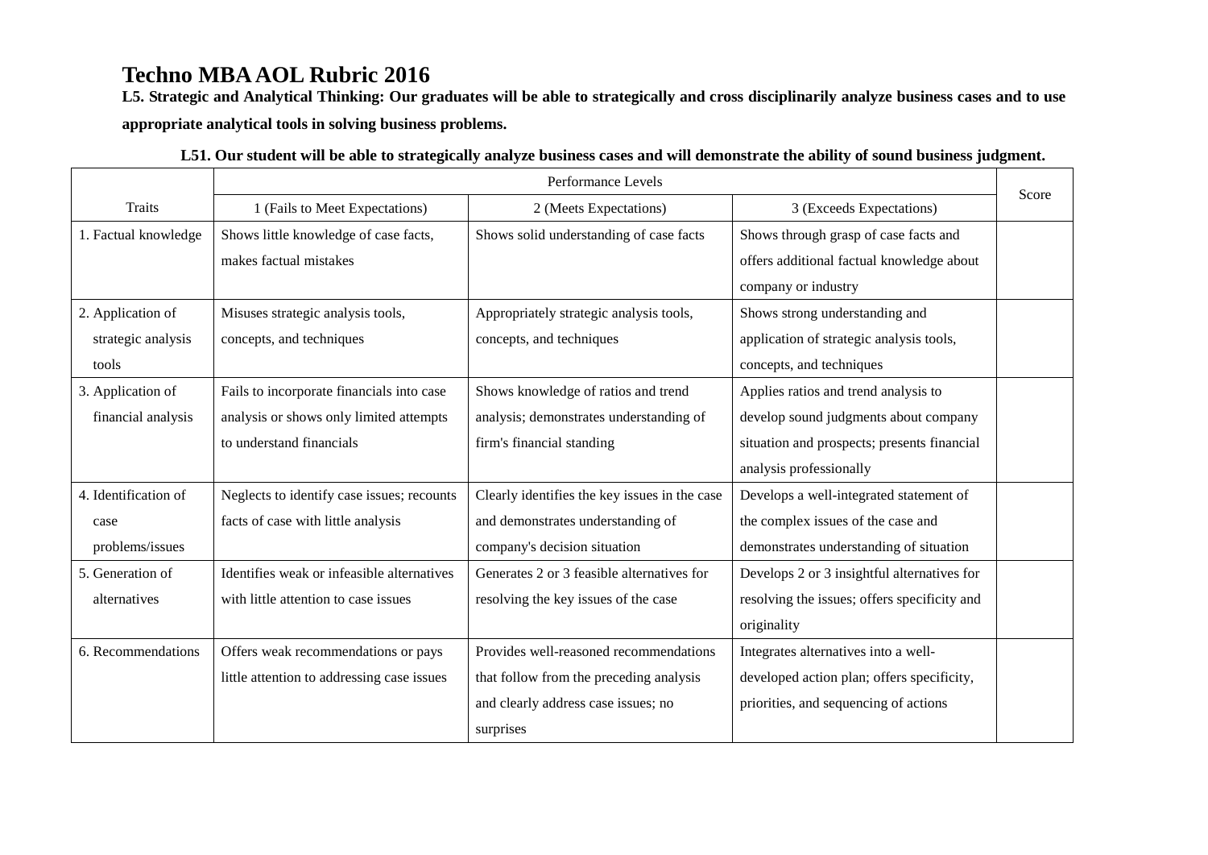# Techno MBA AOL Rubric 2016

**L5. Strategic and Analytical Thinking: Our graduates will be able to strategically and cross disciplinarily analyze business cases and to use appropriate analytical tools in solving business problems.**

**L51. Our student will be able to strategically analyze business cases and will demonstrate the ability of sound business judgment.**

| Traits | Performance Levels | | | Score |
|---|---|---|---|---|
| | 1 (Fails to Meet Expectations) | 2 (Meets Expectations) | 3 (Exceeds Expectations) | |
| 1. Factual knowledge | Shows little knowledge of case facts, makes factual mistakes | Shows solid understanding of case facts | Shows through grasp of case facts and offers additional factual knowledge about company or industry | |
| 2. Application of strategic analysis tools | Misuses strategic analysis tools, concepts, and techniques | Appropriately strategic analysis tools, concepts, and techniques | Shows strong understanding and application of strategic analysis tools, concepts, and techniques | |
| 3. Application of financial analysis | Fails to incorporate financials into case analysis or shows only limited attempts to understand financials | Shows knowledge of ratios and trend analysis; demonstrates understanding of firm's financial standing | Applies ratios and trend analysis to develop sound judgments about company situation and prospects; presents financial analysis professionally | |
| 4. Identification of case problems/issues | Neglects to identify case issues; recounts facts of case with little analysis | Clearly identifies the key issues in the case and demonstrates understanding of company's decision situation | Develops a well-integrated statement of the complex issues of the case and demonstrates understanding of situation | |
| 5. Generation of alternatives | Identifies weak or infeasible alternatives with little attention to case issues | Generates 2 or 3 feasible alternatives for resolving the key issues of the case | Develops 2 or 3 insightful alternatives for resolving the issues; offers specificity and originality | |
| 6. Recommendations | Offers weak recommendations or pays little attention to addressing case issues | Provides well-reasoned recommendations that follow from the preceding analysis and clearly address case issues; no surprises | Integrates alternatives into a well-developed action plan; offers specificity, priorities, and sequencing of actions | |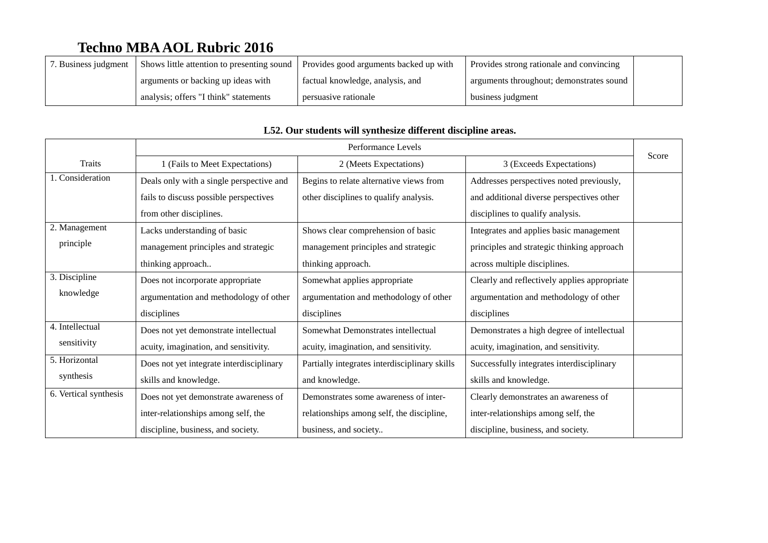# Techno MBA AOL Rubric 2016

| | | | | |
|---|---|---|---|---|
| 7. Business judgment | Shows little attention to presenting sound arguments or backing up ideas with analysis; offers "I think" statements | Provides good arguments backed up with factual knowledge, analysis, and persuasive rationale | Provides strong rationale and convincing arguments throughout; demonstrates sound business judgment | |

**L52. Our students will synthesize different discipline areas.**

| Traits | Performance Levels | | | Score |
|---|---|---|---|---|
| | 1 (Fails to Meet Expectations) | 2 (Meets Expectations) | 3 (Exceeds Expectations) | |
| 1. Consideration | Deals only with a single perspective and fails to discuss possible perspectives from other disciplines. | Begins to relate alternative views from other disciplines to qualify analysis. | Addresses perspectives noted previously, and additional diverse perspectives other disciplines to qualify analysis. | |
| 2. Management principle | Lacks understanding of basic management principles and strategic thinking approach.. | Shows clear comprehension of basic management principles and strategic thinking approach. | Integrates and applies basic management principles and strategic thinking approach across multiple disciplines. | |
| 3. Discipline knowledge | Does not incorporate appropriate argumentation and methodology of other disciplines | Somewhat applies appropriate argumentation and methodology of other disciplines | Clearly and reflectively applies appropriate argumentation and methodology of other disciplines | |
| 4. Intellectual sensitivity | Does not yet demonstrate intellectual acuity, imagination, and sensitivity. | Somewhat Demonstrates intellectual acuity, imagination, and sensitivity. | Demonstrates a high degree of intellectual acuity, imagination, and sensitivity. | |
| 5. Horizontal synthesis | Does not yet integrate interdisciplinary skills and knowledge. | Partially integrates interdisciplinary skills and knowledge. | Successfully integrates interdisciplinary skills and knowledge. | |
| 6. Vertical synthesis | Does not yet demonstrate awareness of inter-relationships among self, the discipline, business, and society. | Demonstrates some awareness of inter-relationships among self, the discipline, business, and society.. | Clearly demonstrates an awareness of inter-relationships among self, the discipline, business, and society. | |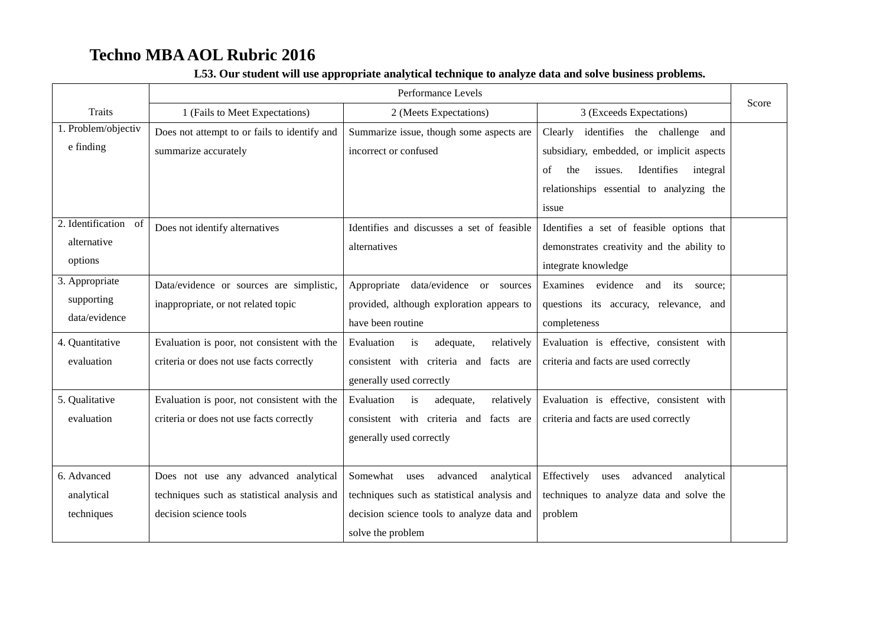# Techno MBA AOL Rubric 2016

**L53. Our student will use appropriate analytical technique to analyze data and solve business problems.**

| Traits | Performance Levels | | | Score |
|---|---|---|---|---|
| | 1 (Fails to Meet Expectations) | 2 (Meets Expectations) | 3 (Exceeds Expectations) | |
| 1. Problem/objective finding | Does not attempt to or fails to identify and summarize accurately | Summarize issue, though some aspects are incorrect or confused | Clearly identifies the challenge and subsidiary, embedded, or implicit aspects of the issues. Identifies integral relationships essential to analyzing the issue | |
| 2. Identification of alternative options | Does not identify alternatives | Identifies and discusses a set of feasible alternatives | Identifies a set of feasible options that demonstrates creativity and the ability to integrate knowledge | |
| 3. Appropriate supporting data/evidence | Data/evidence or sources are simplistic, inappropriate, or not related topic | Appropriate data/evidence or sources provided, although exploration appears to have been routine | Examines evidence and its source; questions its accuracy, relevance, and completeness | |
| 4. Quantitative evaluation | Evaluation is poor, not consistent with the criteria or does not use facts correctly | Evaluation is adequate, relatively consistent with criteria and facts are generally used correctly | Evaluation is effective, consistent with criteria and facts are used correctly | |
| 5. Qualitative evaluation | Evaluation is poor, not consistent with the criteria or does not use facts correctly | Evaluation is adequate, relatively consistent with criteria and facts are generally used correctly | Evaluation is effective, consistent with criteria and facts are used correctly | |
| 6. Advanced analytical techniques | Does not use any advanced analytical techniques such as statistical analysis and decision science tools | Somewhat uses advanced analytical techniques such as statistical analysis and decision science tools to analyze data and solve the problem | Effectively uses advanced analytical techniques to analyze data and solve the problem | |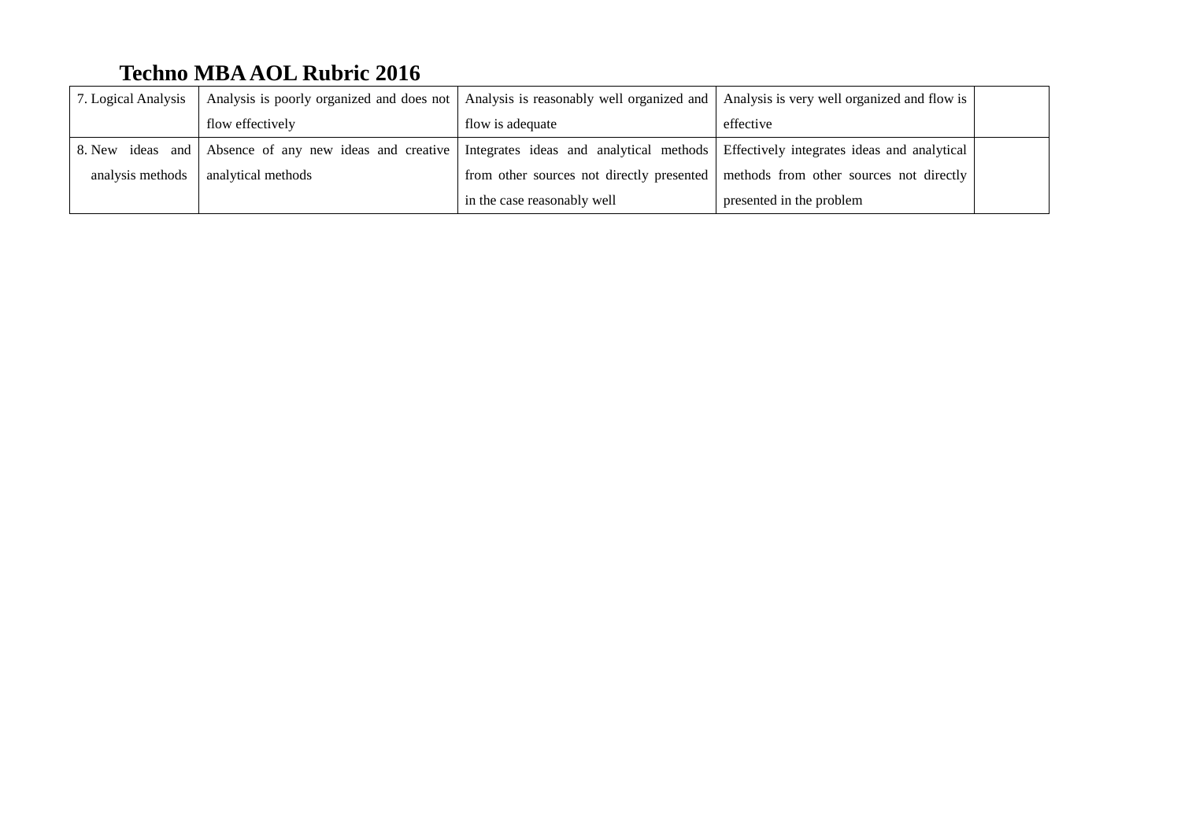## Techno MBA AOL Rubric 2016

| | | | | |
|---|---|---|---|---|
| 7. Logical Analysis | Analysis is poorly organized and does not flow effectively | Analysis is reasonably well organized and flow is adequate | Analysis is very well organized and flow is effective | |
| 8. New ideas and analysis methods | Absence of any new ideas and creative analytical methods | Integrates ideas and analytical methods from other sources not directly presented in the case reasonably well | Effectively integrates ideas and analytical methods from other sources not directly presented in the problem | |